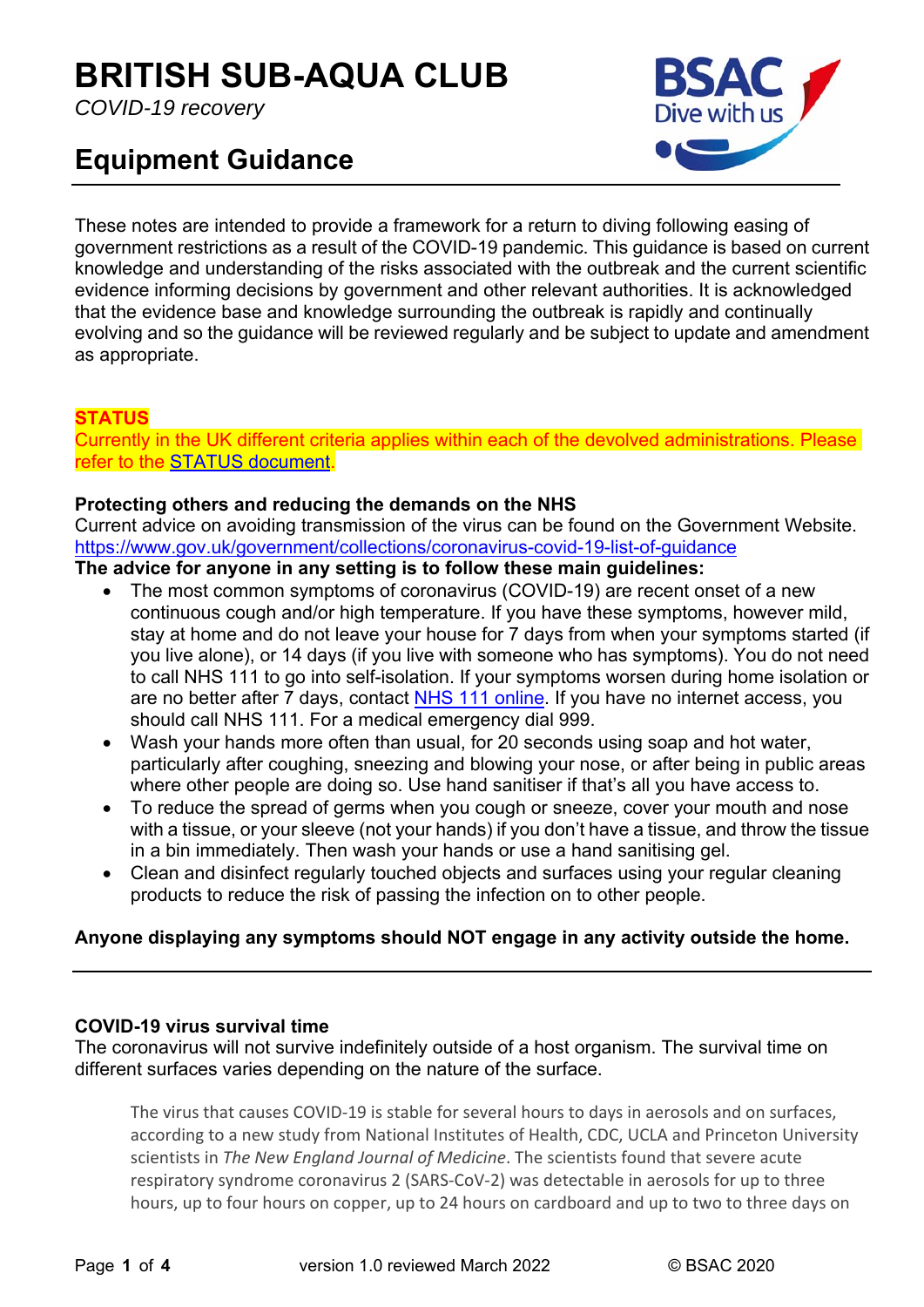# BRITISH SUB-AQUA CLUB

*COVID-19 recovery*

## Equipment Guidance

These notes are intended to provide a framework for a return to diving following easing of government restrictions as a result of the COVID-19 pandemic. This guidance is based on current knowledge and understanding of the risks associated with the outbreak and the current scientific evidence informing decisions by government and other relevant authorities. It is acknowledged that the evidence base and knowledge surrounding the outbreak is rapidly and continually evolving and so the guidance will be reviewed regularly and be subject to update and amendment as appropriate.

**STATUS**

Currently in the UK different criteria applies within each of the devolved administrations. Please refer to the STATUS document.

**Protecting others and reducing the demands on the NHS**

Current advice on avoiding transmission of the virus can be found on the Government Website. https://www.gov.uk/government/collections/coronavirus-covid-19-list-of-guidance

**The advice for anyone in any setting is to follow these main guidelines:**

- The most common symptoms of coronavirus (COVID-19) are recent onset of a new continuous cough and/or high temperature. If you have these symptoms, however mild, stay at home and do not leave your house for 7 days from when your symptoms started (if you live alone), or 14 days (if you live with someone who has symptoms). You do not need to call NHS 111 to go into self-isolation. If your symptoms worsen during home isolation or are no better after 7 days, contact NHS 111 online. If you have no internet access, you should call NHS 111. For a medical emergency dial 999.
- Wash your hands more often than usual, for 20 seconds using soap and hot water, particularly after coughing, sneezing and blowing your nose, or after being in public areas where other people are doing so. Use hand sanitiser if that's all you have access to.
- To reduce the spread of germs when you cough or sneeze, cover your mouth and nose with a tissue, or your sleeve (not your hands) if you don't have a tissue, and throw the tissue in a bin immediately. Then wash your hands or use a hand sanitising gel.
- Clean and disinfect regularly touched objects and surfaces using your regular cleaning products to reduce the risk of passing the infection on to other people.

**Anyone displaying any symptoms should NOT engage in any activity outside the home.**

---

**COVID-19 virus survival time**

The coronavirus will not survive indefinitely outside of a host organism. The survival time on different surfaces varies depending on the nature of the surface.

> The virus that causes COVID-19 is stable for several hours to days in aerosols and on surfaces, according to a new study from National Institutes of Health, CDC, UCLA and Princeton University scientists in *The New England Journal of Medicine*. The scientists found that severe acute respiratory syndrome coronavirus 2 (SARS-CoV-2) was detectable in aerosols for up to three hours, up to four hours on copper, up to 24 hours on cardboard and up to two to three days on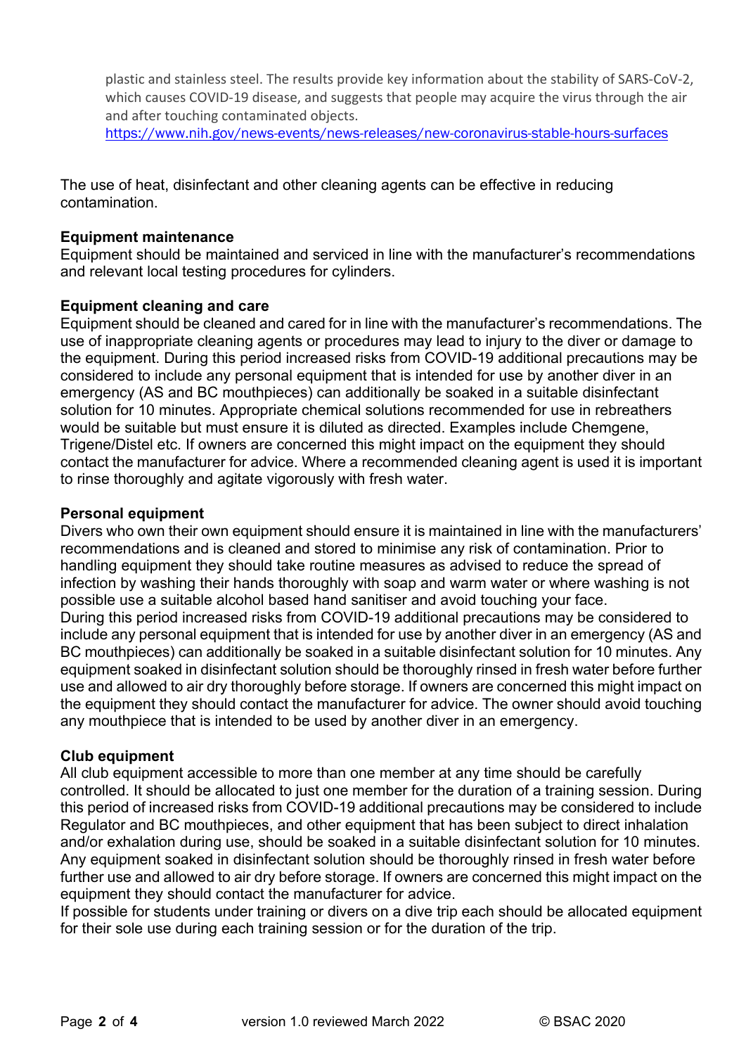plastic and stainless steel. The results provide key information about the stability of SARS-CoV-2, which causes COVID-19 disease, and suggests that people may acquire the virus through the air and after touching contaminated objects.
https://www.nih.gov/news-events/news-releases/new-coronavirus-stable-hours-surfaces

The use of heat, disinfectant and other cleaning agents can be effective in reducing contamination.

**Equipment maintenance**
Equipment should be maintained and serviced in line with the manufacturer's recommendations and relevant local testing procedures for cylinders.

**Equipment cleaning and care**
Equipment should be cleaned and cared for in line with the manufacturer's recommendations. The use of inappropriate cleaning agents or procedures may lead to injury to the diver or damage to the equipment. During this period increased risks from COVID-19 additional precautions may be considered to include any personal equipment that is intended for use by another diver in an emergency (AS and BC mouthpieces) can additionally be soaked in a suitable disinfectant solution for 10 minutes. Appropriate chemical solutions recommended for use in rebreathers would be suitable but must ensure it is diluted as directed. Examples include Chemgene, Trigene/Distel etc. If owners are concerned this might impact on the equipment they should contact the manufacturer for advice. Where a recommended cleaning agent is used it is important to rinse thoroughly and agitate vigorously with fresh water.

**Personal equipment**
Divers who own their own equipment should ensure it is maintained in line with the manufacturers' recommendations and is cleaned and stored to minimise any risk of contamination. Prior to handling equipment they should take routine measures as advised to reduce the spread of infection by washing their hands thoroughly with soap and warm water or where washing is not possible use a suitable alcohol based hand sanitiser and avoid touching your face.
During this period increased risks from COVID-19 additional precautions may be considered to include any personal equipment that is intended for use by another diver in an emergency (AS and BC mouthpieces) can additionally be soaked in a suitable disinfectant solution for 10 minutes. Any equipment soaked in disinfectant solution should be thoroughly rinsed in fresh water before further use and allowed to air dry thoroughly before storage. If owners are concerned this might impact on the equipment they should contact the manufacturer for advice. The owner should avoid touching any mouthpiece that is intended to be used by another diver in an emergency.

**Club equipment**
All club equipment accessible to more than one member at any time should be carefully controlled. It should be allocated to just one member for the duration of a training session. During this period of increased risks from COVID-19 additional precautions may be considered to include Regulator and BC mouthpieces, and other equipment that has been subject to direct inhalation and/or exhalation during use, should be soaked in a suitable disinfectant solution for 10 minutes. Any equipment soaked in disinfectant solution should be thoroughly rinsed in fresh water before further use and allowed to air dry before storage. If owners are concerned this might impact on the equipment they should contact the manufacturer for advice.
If possible for students under training or divers on a dive trip each should be allocated equipment for their sole use during each training session or for the duration of the trip.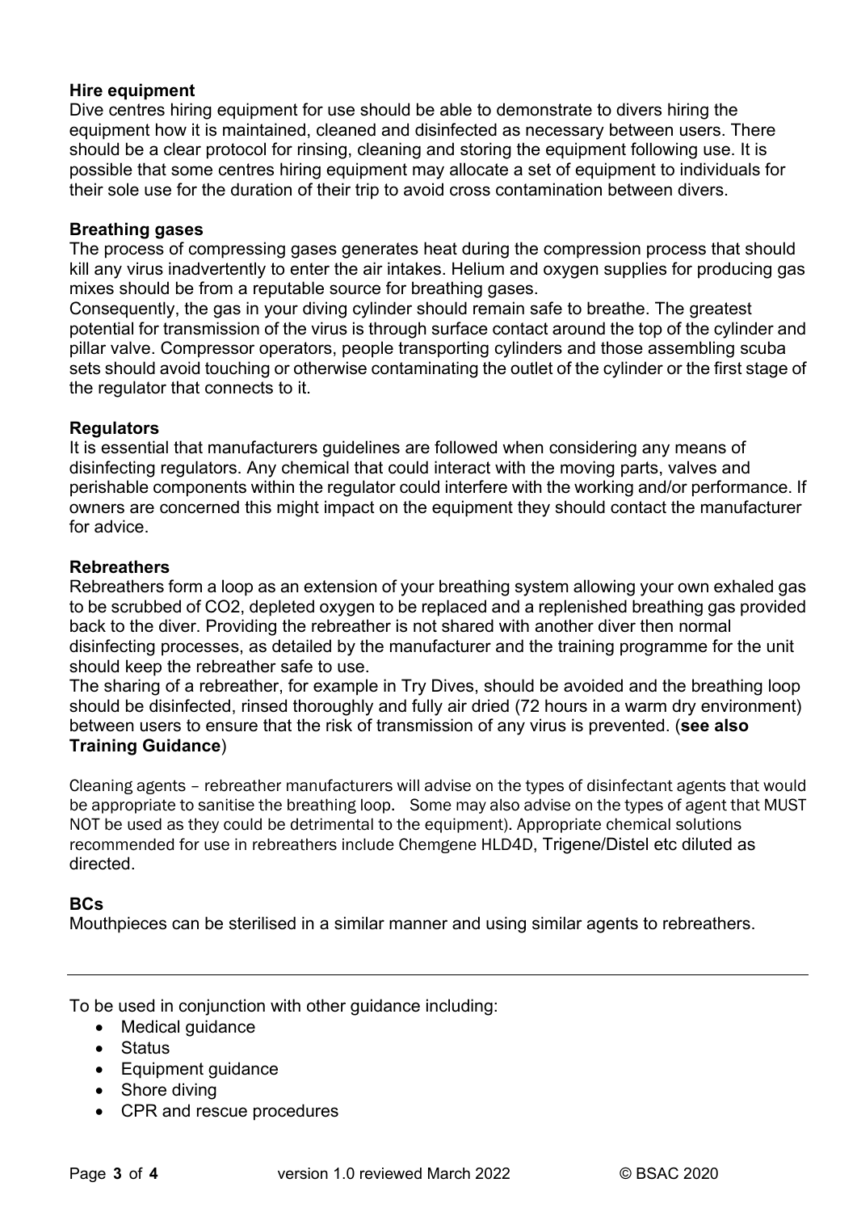**Hire equipment**

Dive centres hiring equipment for use should be able to demonstrate to divers hiring the equipment how it is maintained, cleaned and disinfected as necessary between users. There should be a clear protocol for rinsing, cleaning and storing the equipment following use. It is possible that some centres hiring equipment may allocate a set of equipment to individuals for their sole use for the duration of their trip to avoid cross contamination between divers.

**Breathing gases**

The process of compressing gases generates heat during the compression process that should kill any virus inadvertently to enter the air intakes. Helium and oxygen supplies for producing gas mixes should be from a reputable source for breathing gases.

Consequently, the gas in your diving cylinder should remain safe to breathe. The greatest potential for transmission of the virus is through surface contact around the top of the cylinder and pillar valve. Compressor operators, people transporting cylinders and those assembling scuba sets should avoid touching or otherwise contaminating the outlet of the cylinder or the first stage of the regulator that connects to it.

**Regulators**

It is essential that manufacturers guidelines are followed when considering any means of disinfecting regulators. Any chemical that could interact with the moving parts, valves and perishable components within the regulator could interfere with the working and/or performance. If owners are concerned this might impact on the equipment they should contact the manufacturer for advice.

**Rebreathers**

Rebreathers form a loop as an extension of your breathing system allowing your own exhaled gas to be scrubbed of $CO_2$, depleted oxygen to be replaced and a replenished breathing gas provided back to the diver. Providing the rebreather is not shared with another diver then normal disinfecting processes, as detailed by the manufacturer and the training programme for the unit should keep the rebreather safe to use.

The sharing of a rebreather, for example in Try Dives, should be avoided and the breathing loop should be disinfected, rinsed thoroughly and fully air dried (72 hours in a warm dry environment) between users to ensure that the risk of transmission of any virus is prevented. (**see also Training Guidance**)

Cleaning agents – rebreather manufacturers will advise on the types of disinfectant agents that would be appropriate to sanitise the breathing loop. Some may also advise on the types of agent that MUST NOT be used as they could be detrimental to the equipment). Appropriate chemical solutions recommended for use in rebreathers include Chemgene HLD4D, Trigene/Distel etc diluted as directed.

**BCs**

Mouthpieces can be sterilised in a similar manner and using similar agents to rebreathers.

---

To be used in conjunction with other guidance including:

- Medical guidance
- Status
- Equipment guidance
- Shore diving
- CPR and rescue procedures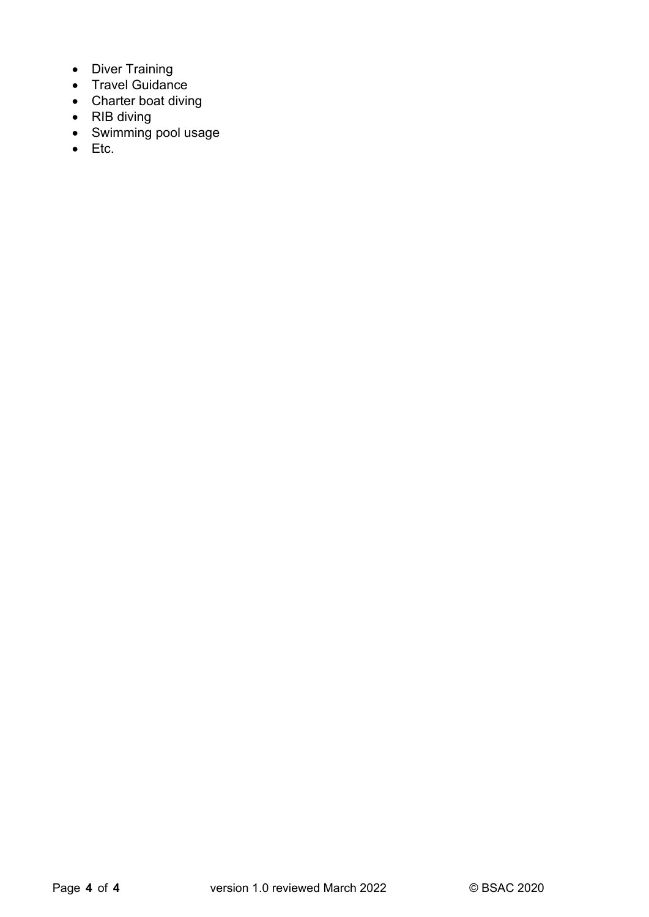- Diver Training
- Travel Guidance
- Charter boat diving
- RIB diving
- Swimming pool usage
- Etc.